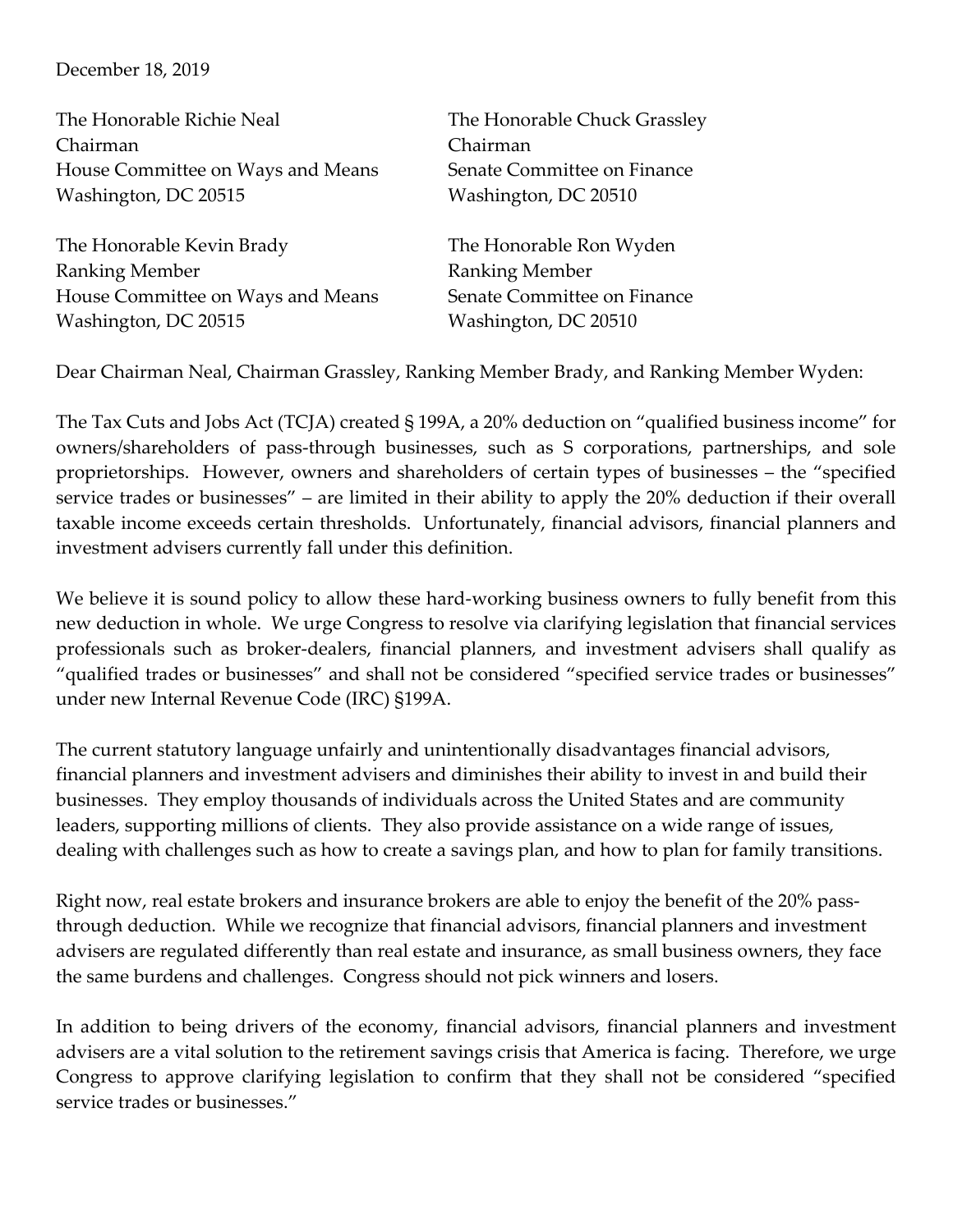December 18, 2019

The Honorable Richie Neal
Chairman
House Committee on Ways and Means
Washington, DC 20515

The Honorable Chuck Grassley
Chairman
Senate Committee on Finance
Washington, DC 20510

The Honorable Kevin Brady
Ranking Member
House Committee on Ways and Means
Washington, DC 20515

The Honorable Ron Wyden
Ranking Member
Senate Committee on Finance
Washington, DC 20510

Dear Chairman Neal, Chairman Grassley, Ranking Member Brady, and Ranking Member Wyden:

The Tax Cuts and Jobs Act (TCJA) created § 199A, a 20% deduction on "qualified business income" for owners/shareholders of pass-through businesses, such as S corporations, partnerships, and sole proprietorships. However, owners and shareholders of certain types of businesses – the "specified service trades or businesses" – are limited in their ability to apply the 20% deduction if their overall taxable income exceeds certain thresholds. Unfortunately, financial advisors, financial planners and investment advisers currently fall under this definition.

We believe it is sound policy to allow these hard-working business owners to fully benefit from this new deduction in whole. We urge Congress to resolve via clarifying legislation that financial services professionals such as broker-dealers, financial planners, and investment advisers shall qualify as "qualified trades or businesses" and shall not be considered "specified service trades or businesses" under new Internal Revenue Code (IRC) §199A.

The current statutory language unfairly and unintentionally disadvantages financial advisors, financial planners and investment advisers and diminishes their ability to invest in and build their businesses. They employ thousands of individuals across the United States and are community leaders, supporting millions of clients. They also provide assistance on a wide range of issues, dealing with challenges such as how to create a savings plan, and how to plan for family transitions.

Right now, real estate brokers and insurance brokers are able to enjoy the benefit of the 20% pass-through deduction. While we recognize that financial advisors, financial planners and investment advisers are regulated differently than real estate and insurance, as small business owners, they face the same burdens and challenges. Congress should not pick winners and losers.

In addition to being drivers of the economy, financial advisors, financial planners and investment advisers are a vital solution to the retirement savings crisis that America is facing. Therefore, we urge Congress to approve clarifying legislation to confirm that they shall not be considered "specified service trades or businesses."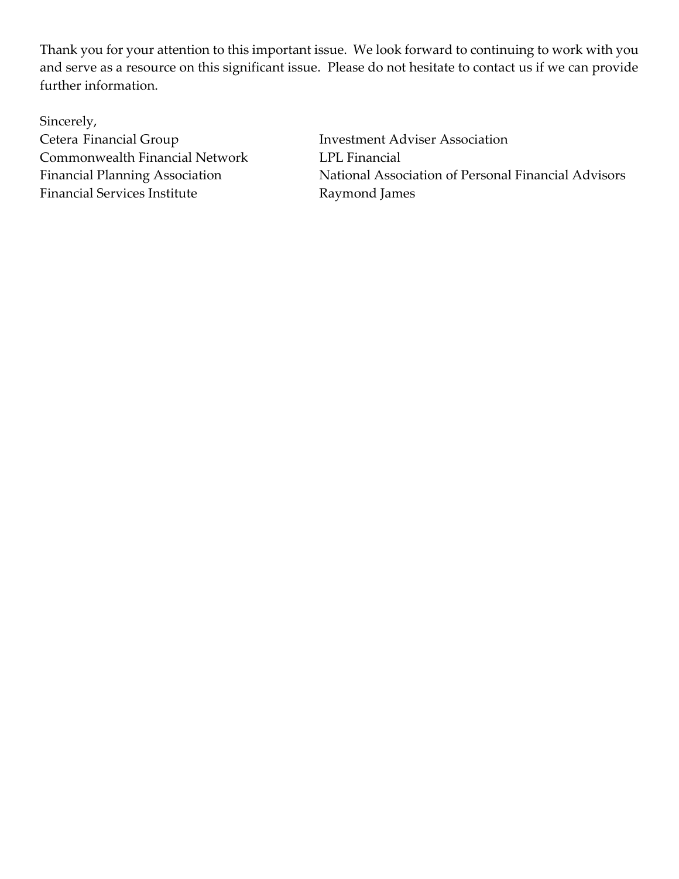Thank you for your attention to this important issue. We look forward to continuing to work with you and serve as a resource on this significant issue. Please do not hesitate to contact us if we can provide further information.

Sincerely,

Cetera Financial Group
Commonwealth Financial Network
Financial Planning Association
Financial Services Institute
Investment Adviser Association
LPL Financial
National Association of Personal Financial Advisors
Raymond James